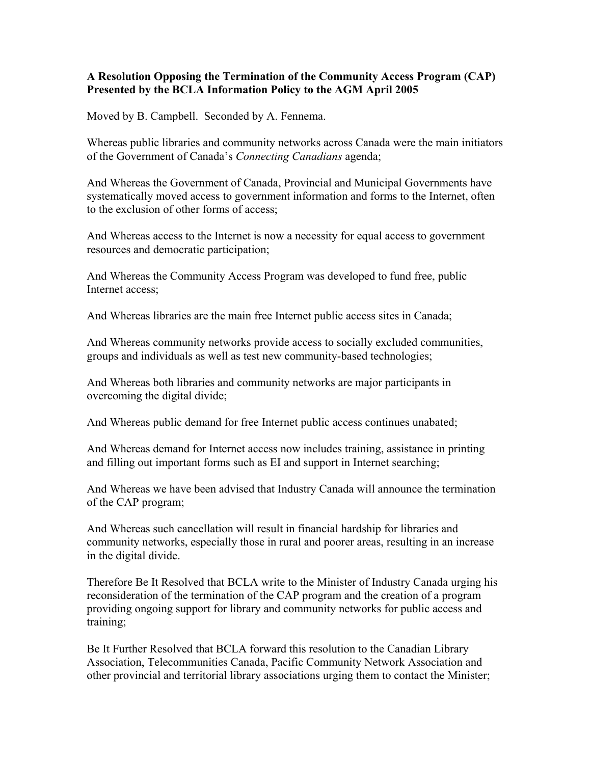**A Resolution Opposing the Termination of the Community Access Program (CAP) Presented by the BCLA Information Policy to the AGM April 2005**

Moved by B. Campbell. Seconded by A. Fennema.

Whereas public libraries and community networks across Canada were the main initiators of the Government of Canada's *Connecting Canadians* agenda;

And Whereas the Government of Canada, Provincial and Municipal Governments have systematically moved access to government information and forms to the Internet, often to the exclusion of other forms of access;

And Whereas access to the Internet is now a necessity for equal access to government resources and democratic participation;

And Whereas the Community Access Program was developed to fund free, public Internet access;

And Whereas libraries are the main free Internet public access sites in Canada;

And Whereas community networks provide access to socially excluded communities, groups and individuals as well as test new community-based technologies;

And Whereas both libraries and community networks are major participants in overcoming the digital divide;

And Whereas public demand for free Internet public access continues unabated;

And Whereas demand for Internet access now includes training, assistance in printing and filling out important forms such as EI and support in Internet searching;

And Whereas we have been advised that Industry Canada will announce the termination of the CAP program;

And Whereas such cancellation will result in financial hardship for libraries and community networks, especially those in rural and poorer areas, resulting in an increase in the digital divide.

Therefore Be It Resolved that BCLA write to the Minister of Industry Canada urging his reconsideration of the termination of the CAP program and the creation of a program providing ongoing support for library and community networks for public access and training;

Be It Further Resolved that BCLA forward this resolution to the Canadian Library Association, Telecommunities Canada, Pacific Community Network Association and other provincial and territorial library associations urging them to contact the Minister;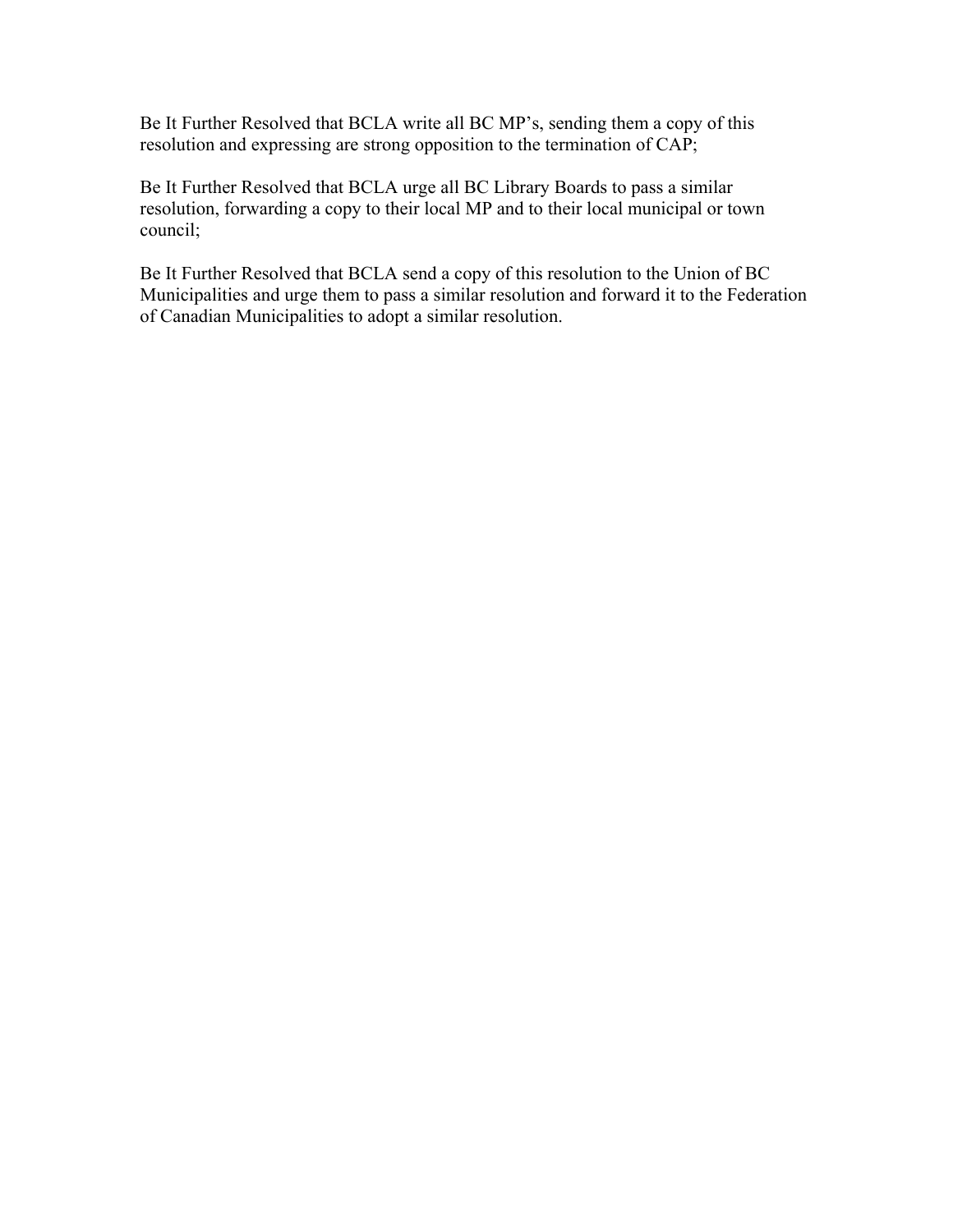Be It Further Resolved that BCLA write all BC MP's, sending them a copy of this resolution and expressing are strong opposition to the termination of CAP;

Be It Further Resolved that BCLA urge all BC Library Boards to pass a similar resolution, forwarding a copy to their local MP and to their local municipal or town council;

Be It Further Resolved that BCLA send a copy of this resolution to the Union of BC Municipalities and urge them to pass a similar resolution and forward it to the Federation of Canadian Municipalities to adopt a similar resolution.